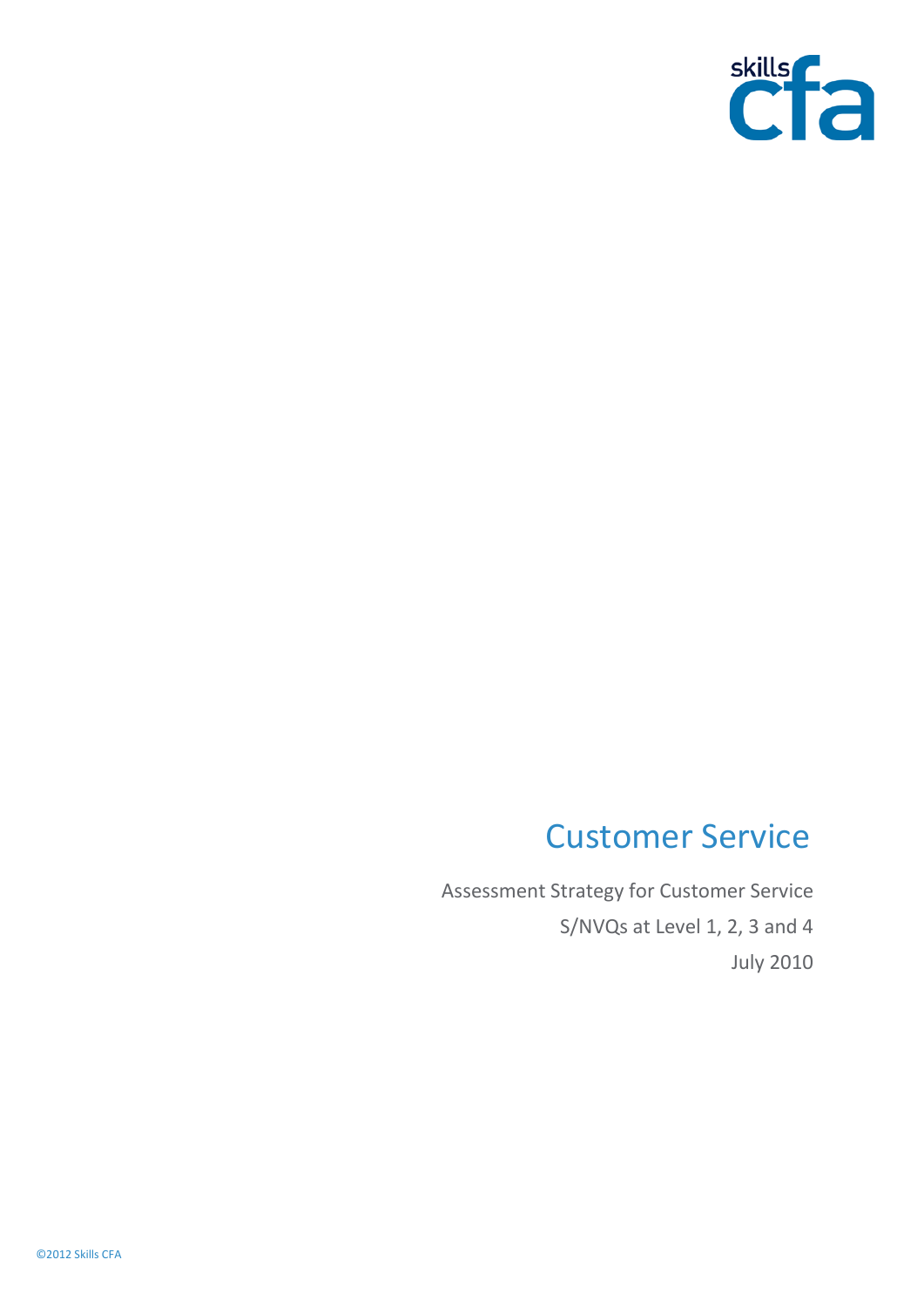skills cfa

# Customer Service

Assessment Strategy for Customer Service

S/NVQs at Level 1, 2, 3 and 4

July 2010

©2012 Skills CFA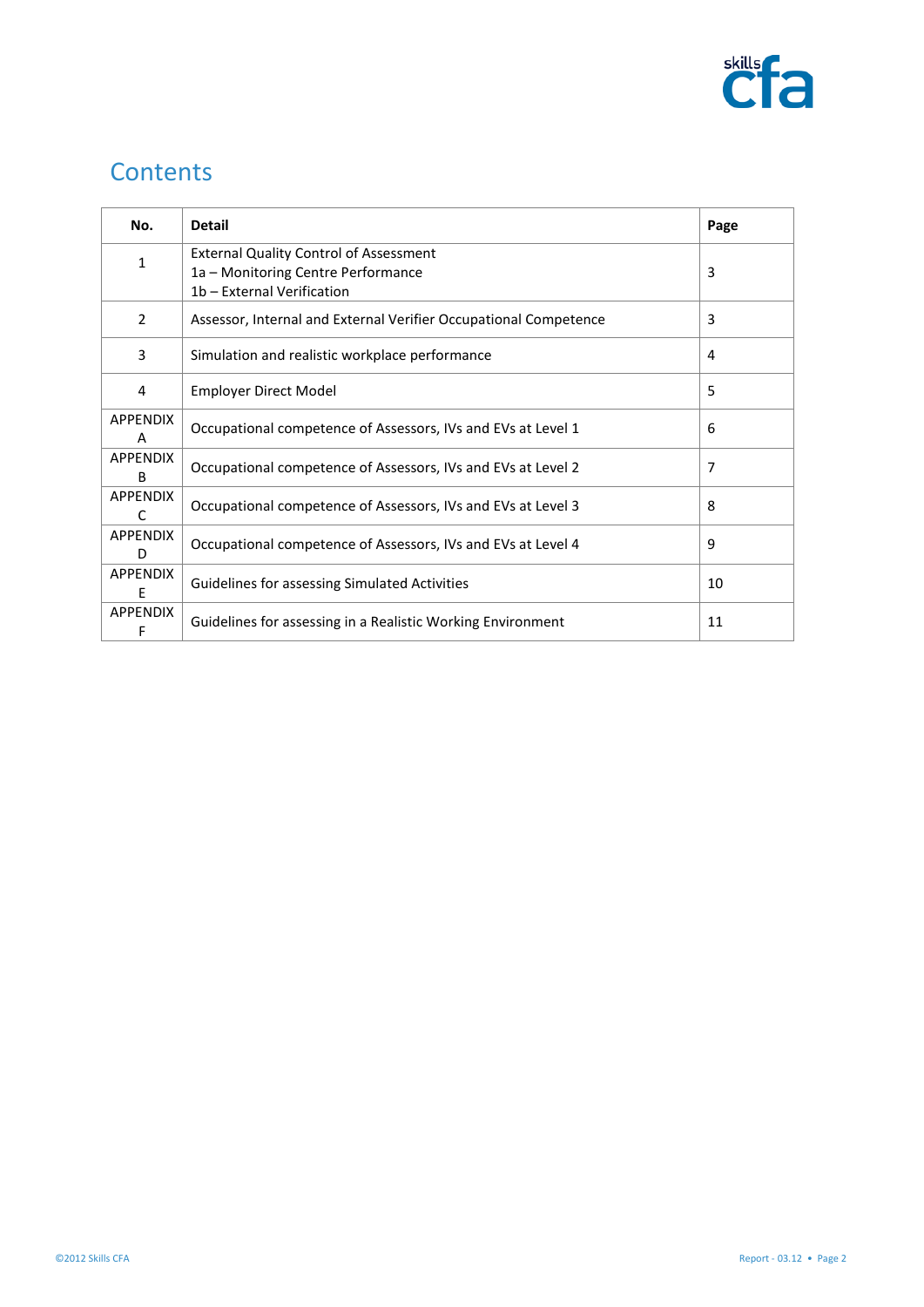# Contents

| No. | Detail | Page |
|---|---|---|
| 1 | External Quality Control of Assessment<br>1a – Monitoring Centre Performance<br>1b – External Verification | 3 |
| 2 | Assessor, Internal and External Verifier Occupational Competence | 3 |
| 3 | Simulation and realistic workplace performance | 4 |
| 4 | Employer Direct Model | 5 |
| APPENDIX A | Occupational competence of Assessors, IVs and EVs at Level 1 | 6 |
| APPENDIX B | Occupational competence of Assessors, IVs and EVs at Level 2 | 7 |
| APPENDIX C | Occupational competence of Assessors, IVs and EVs at Level 3 | 8 |
| APPENDIX D | Occupational competence of Assessors, IVs and EVs at Level 4 | 9 |
| APPENDIX E | Guidelines for assessing Simulated Activities | 10 |
| APPENDIX F | Guidelines for assessing in a Realistic Working Environment | 11 |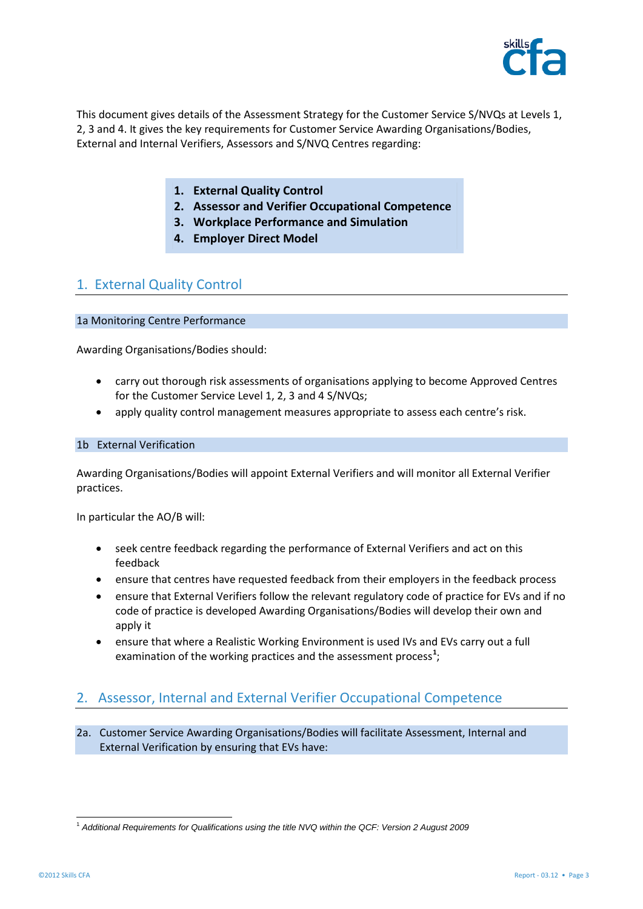This document gives details of the Assessment Strategy for the Customer Service S/NVQs at Levels 1, 2, 3 and 4. It gives the key requirements for Customer Service Awarding Organisations/Bodies, External and Internal Verifiers, Assessors and S/NVQ Centres regarding:

1. **External Quality Control**
2. **Assessor and Verifier Occupational Competence**
3. **Workplace Performance and Simulation**
4. **Employer Direct Model**

## 1. External Quality Control

### 1a Monitoring Centre Performance

Awarding Organisations/Bodies should:

- carry out thorough risk assessments of organisations applying to become Approved Centres for the Customer Service Level 1, 2, 3 and 4 S/NVQs;
- apply quality control management measures appropriate to assess each centre's risk.

### 1b External Verification

Awarding Organisations/Bodies will appoint External Verifiers and will monitor all External Verifier practices.

In particular the AO/B will:

- seek centre feedback regarding the performance of External Verifiers and act on this feedback
- ensure that centres have requested feedback from their employers in the feedback process
- ensure that External Verifiers follow the relevant regulatory code of practice for EVs and if no code of practice is developed Awarding Organisations/Bodies will develop their own and apply it
- ensure that where a Realistic Working Environment is used IVs and EVs carry out a full examination of the working practices and the assessment process[1];

## 2. Assessor, Internal and External Verifier Occupational Competence

### 2a. Customer Service Awarding Organisations/Bodies will facilitate Assessment, Internal and External Verification by ensuring that EVs have:

[1] *Additional Requirements for Qualifications using the title NVQ within the QCF: Version 2 August 2009*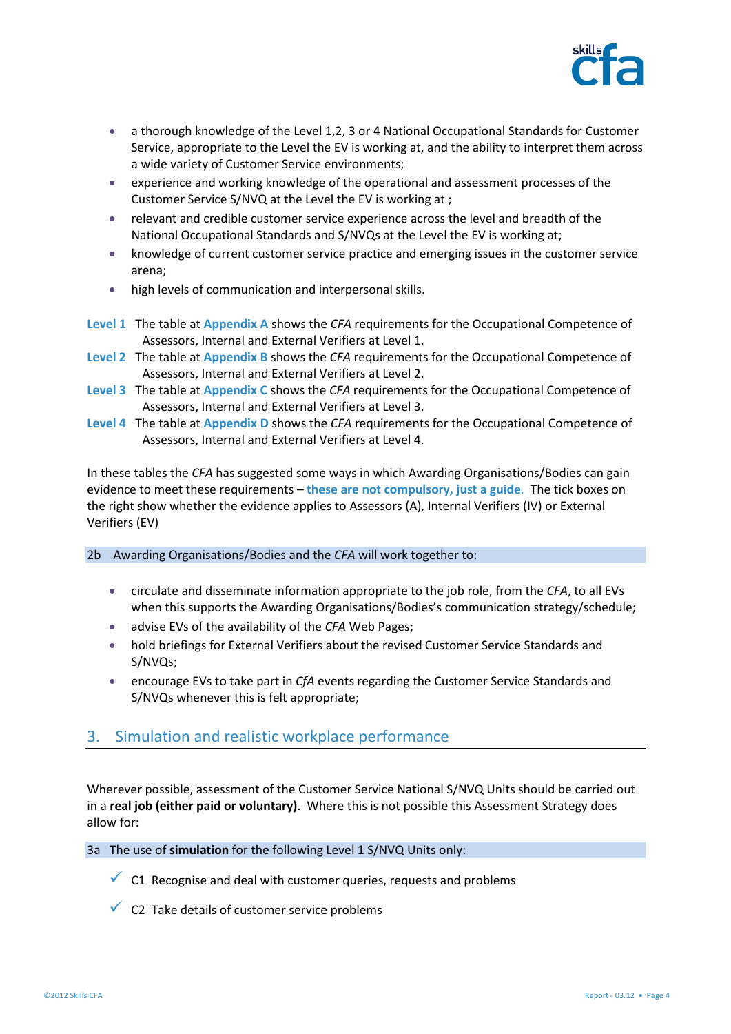- a thorough knowledge of the Level 1,2, 3 or 4 National Occupational Standards for Customer Service, appropriate to the Level the EV is working at, and the ability to interpret them across a wide variety of Customer Service environments;
- experience and working knowledge of the operational and assessment processes of the Customer Service S/NVQ at the Level the EV is working at ;
- relevant and credible customer service experience across the level and breadth of the National Occupational Standards and S/NVQs at the Level the EV is working at;
- knowledge of current customer service practice and emerging issues in the customer service arena;
- high levels of communication and interpersonal skills.

**Level 1** The table at **Appendix A** shows the *CFA* requirements for the Occupational Competence of Assessors, Internal and External Verifiers at Level 1.

**Level 2** The table at **Appendix B** shows the *CFA* requirements for the Occupational Competence of Assessors, Internal and External Verifiers at Level 2.

**Level 3** The table at **Appendix C** shows the *CFA* requirements for the Occupational Competence of Assessors, Internal and External Verifiers at Level 3.

**Level 4** The table at **Appendix D** shows the *CFA* requirements for the Occupational Competence of Assessors, Internal and External Verifiers at Level 4.

In these tables the *CFA* has suggested some ways in which Awarding Organisations/Bodies can gain evidence to meet these requirements – **these are not compulsory, just a guide**. The tick boxes on the right show whether the evidence applies to Assessors (A), Internal Verifiers (IV) or External Verifiers (EV)

2b Awarding Organisations/Bodies and the *CFA* will work together to:

- circulate and disseminate information appropriate to the job role, from the *CFA*, to all EVs when this supports the Awarding Organisations/Bodies's communication strategy/schedule;
- advise EVs of the availability of the *CFA* Web Pages;
- hold briefings for External Verifiers about the revised Customer Service Standards and S/NVQs;
- encourage EVs to take part in *CfA* events regarding the Customer Service Standards and S/NVQs whenever this is felt appropriate;

## 3. Simulation and realistic workplace performance

Wherever possible, assessment of the Customer Service National S/NVQ Units should be carried out in a **real job (either paid or voluntary)**. Where this is not possible this Assessment Strategy does allow for:

3a The use of **simulation** for the following Level 1 S/NVQ Units only:

- ✓ C1 Recognise and deal with customer queries, requests and problems
- ✓ C2 Take details of customer service problems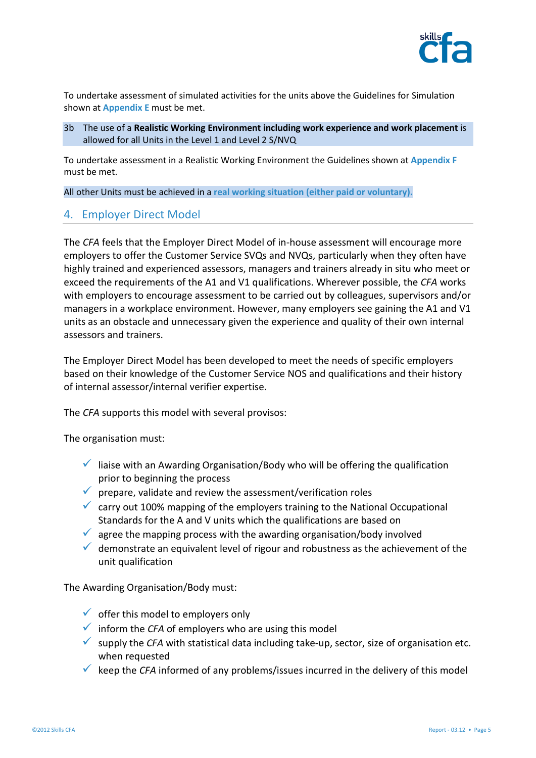To undertake assessment of simulated activities for the units above the Guidelines for Simulation shown at **Appendix E** must be met.

3b The use of a **Realistic Working Environment including work experience and work placement** is allowed for all Units in the Level 1 and Level 2 S/NVQ

To undertake assessment in a Realistic Working Environment the Guidelines shown at **Appendix F** must be met.

All other Units must be achieved in a **real working situation (either paid or voluntary).**

## 4. Employer Direct Model

The *CFA* feels that the Employer Direct Model of in-house assessment will encourage more employers to offer the Customer Service SVQs and NVQs, particularly when they often have highly trained and experienced assessors, managers and trainers already in situ who meet or exceed the requirements of the A1 and V1 qualifications. Wherever possible, the *CFA* works with employers to encourage assessment to be carried out by colleagues, supervisors and/or managers in a workplace environment. However, many employers see gaining the A1 and V1 units as an obstacle and unnecessary given the experience and quality of their own internal assessors and trainers.

The Employer Direct Model has been developed to meet the needs of specific employers based on their knowledge of the Customer Service NOS and qualifications and their history of internal assessor/internal verifier expertise.

The *CFA* supports this model with several provisos:

The organisation must:

- ✓ liaise with an Awarding Organisation/Body who will be offering the qualification prior to beginning the process
- ✓ prepare, validate and review the assessment/verification roles
- ✓ carry out 100% mapping of the employers training to the National Occupational Standards for the A and V units which the qualifications are based on
- ✓ agree the mapping process with the awarding organisation/body involved
- ✓ demonstrate an equivalent level of rigour and robustness as the achievement of the unit qualification

The Awarding Organisation/Body must:

- ✓ offer this model to employers only
- ✓ inform the *CFA* of employers who are using this model
- ✓ supply the *CFA* with statistical data including take-up, sector, size of organisation etc. when requested
- ✓ keep the *CFA* informed of any problems/issues incurred in the delivery of this model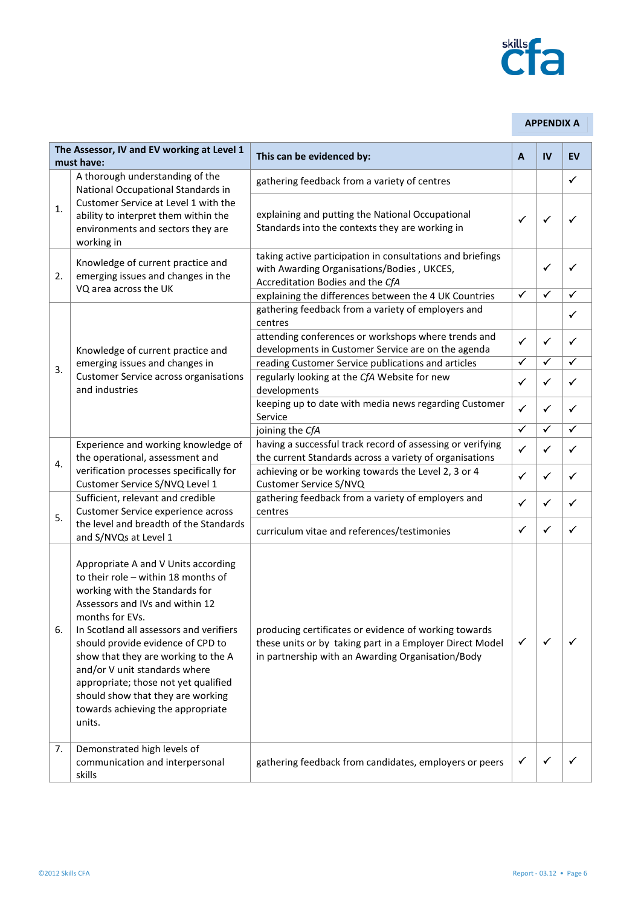**APPENDIX A**

| | The Assessor, IV and EV working at Level 1 must have: | This can be evidenced by: | A | IV | EV |
|---|---|---|---|---|---|
| 1. | A thorough understanding of the National Occupational Standards in Customer Service at Level 1 with the ability to interpret them within the environments and sectors they are working in | gathering feedback from a variety of centres | | | ✓ |
| | | explaining and putting the National Occupational Standards into the contexts they are working in | ✓ | ✓ | ✓ |
| 2. | Knowledge of current practice and emerging issues and changes in the VQ area across the UK | taking active participation in consultations and briefings with Awarding Organisations/Bodies , UKCES, Accreditation Bodies and the *CfA* | | ✓ | ✓ |
| | | explaining the differences between the 4 UK Countries | ✓ | ✓ | ✓ |
| 3. | Knowledge of current practice and emerging issues and changes in Customer Service across organisations and industries | gathering feedback from a variety of employers and centres | | | ✓ |
| | | attending conferences or workshops where trends and developments in Customer Service are on the agenda | ✓ | ✓ | ✓ |
| | | reading Customer Service publications and articles | ✓ | ✓ | ✓ |
| | | regularly looking at the *CfA* Website for new developments | ✓ | ✓ | ✓ |
| | | keeping up to date with media news regarding Customer Service | ✓ | ✓ | ✓ |
| | | joining the *CfA* | ✓ | ✓ | ✓ |
| 4. | Experience and working knowledge of the operational, assessment and verification processes specifically for Customer Service S/NVQ Level 1 | having a successful track record of assessing or verifying the current Standards across a variety of organisations | ✓ | ✓ | ✓ |
| | | achieving or be working towards the Level 2, 3 or 4 Customer Service S/NVQ | ✓ | ✓ | ✓ |
| 5. | Sufficient, relevant and credible Customer Service experience across the level and breadth of the Standards and S/NVQs at Level 1 | gathering feedback from a variety of employers and centres | ✓ | ✓ | ✓ |
| | | curriculum vitae and references/testimonies | ✓ | ✓ | ✓ |
| 6. | Appropriate A and V Units according to their role – within 18 months of working with the Standards for Assessors and IVs and within 12 months for EVs. In Scotland all assessors and verifiers should provide evidence of CPD to show that they are working to the A and/or V unit standards where appropriate; those not yet qualified should show that they are working towards achieving the appropriate units. | producing certificates or evidence of working towards these units or by taking part in a Employer Direct Model in partnership with an Awarding Organisation/Body | ✓ | ✓ | ✓ |
| 7. | Demonstrated high levels of communication and interpersonal skills | gathering feedback from candidates, employers or peers | ✓ | ✓ | ✓ |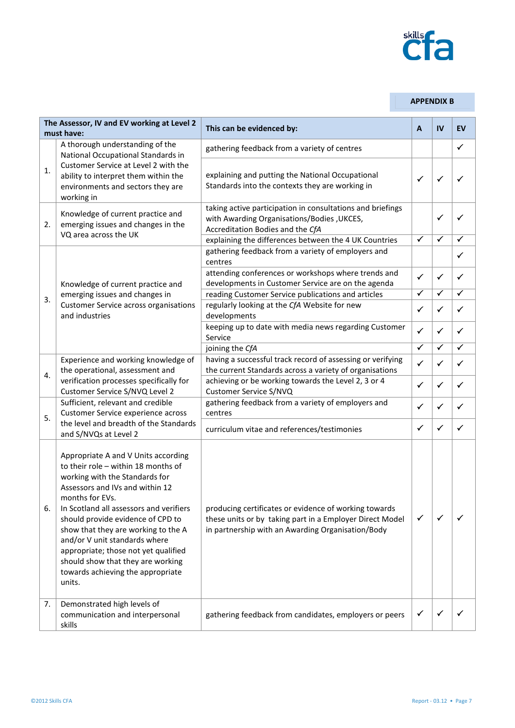**APPENDIX B**

| | The Assessor, IV and EV working at Level 2 must have: | This can be evidenced by: | A | IV | EV |
|---|---|---|---|---|---|
| 1. | A thorough understanding of the National Occupational Standards in Customer Service at Level 2 with the ability to interpret them within the environments and sectors they are working in | gathering feedback from a variety of centres | | | ✓ |
| | | explaining and putting the National Occupational Standards into the contexts they are working in | ✓ | ✓ | ✓ |
| 2. | Knowledge of current practice and emerging issues and changes in the VQ area across the UK | taking active participation in consultations and briefings with Awarding Organisations/Bodies ,UKCES, Accreditation Bodies and the *CfA* | | ✓ | ✓ |
| | | explaining the differences between the 4 UK Countries | ✓ | ✓ | ✓ |
| 3. | Knowledge of current practice and emerging issues and changes in Customer Service across organisations and industries | gathering feedback from a variety of employers and centres | | | ✓ |
| | | attending conferences or workshops where trends and developments in Customer Service are on the agenda | ✓ | ✓ | ✓ |
| | | reading Customer Service publications and articles | ✓ | ✓ | ✓ |
| | | regularly looking at the *CfA* Website for new developments | ✓ | ✓ | ✓ |
| | | keeping up to date with media news regarding Customer Service | ✓ | ✓ | ✓ |
| | | joining the *CfA* | ✓ | ✓ | ✓ |
| 4. | Experience and working knowledge of the operational, assessment and verification processes specifically for Customer Service S/NVQ Level 2 | having a successful track record of assessing or verifying the current Standards across a variety of organisations | ✓ | ✓ | ✓ |
| | | achieving or be working towards the Level 2, 3 or 4 Customer Service S/NVQ | ✓ | ✓ | ✓ |
| 5. | Sufficient, relevant and credible Customer Service experience across the level and breadth of the Standards and S/NVQs at Level 2 | gathering feedback from a variety of employers and centres | ✓ | ✓ | ✓ |
| | | curriculum vitae and references/testimonies | ✓ | ✓ | ✓ |
| 6. | Appropriate A and V Units according to their role – within 18 months of working with the Standards for Assessors and IVs and within 12 months for EVs.<br>In Scotland all assessors and verifiers should provide evidence of CPD to show that they are working to the A and/or V unit standards where appropriate; those not yet qualified should show that they are working towards achieving the appropriate units. | producing certificates or evidence of working towards these units or by taking part in a Employer Direct Model in partnership with an Awarding Organisation/Body | ✓ | ✓ | ✓ |
| 7. | Demonstrated high levels of communication and interpersonal skills | gathering feedback from candidates, employers or peers | ✓ | ✓ | ✓ |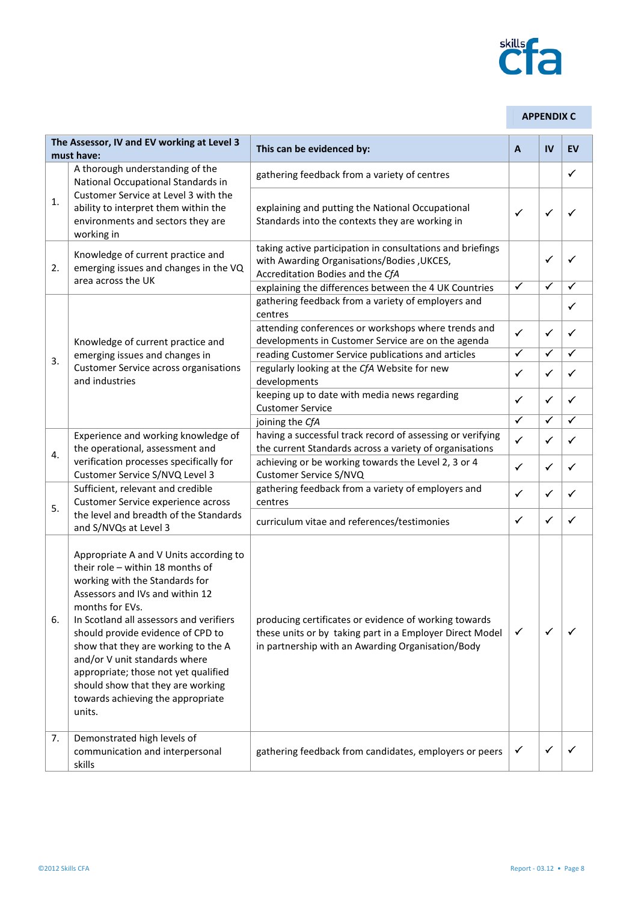**APPENDIX C**

| | The Assessor, IV and EV working at Level 3 must have: | This can be evidenced by: | A | IV | EV |
|---|---|---|---|---|---|
| 1. | A thorough understanding of the National Occupational Standards in Customer Service at Level 3 with the ability to interpret them within the environments and sectors they are working in | gathering feedback from a variety of centres | | | ✓ |
| | | explaining and putting the National Occupational Standards into the contexts they are working in | ✓ | ✓ | ✓ |
| 2. | Knowledge of current practice and emerging issues and changes in the VQ area across the UK | taking active participation in consultations and briefings with Awarding Organisations/Bodies ,UKCES, Accreditation Bodies and the *CfA* | | ✓ | ✓ |
| | | explaining the differences between the 4 UK Countries | ✓ | ✓ | ✓ |
| 3. | Knowledge of current practice and emerging issues and changes in Customer Service across organisations and industries | gathering feedback from a variety of employers and centres | | | ✓ |
| | | attending conferences or workshops where trends and developments in Customer Service are on the agenda | ✓ | ✓ | ✓ |
| | | reading Customer Service publications and articles | ✓ | ✓ | ✓ |
| | | regularly looking at the *CfA* Website for new developments | ✓ | ✓ | ✓ |
| | | keeping up to date with media news regarding Customer Service | ✓ | ✓ | ✓ |
| | | joining the *CfA* | ✓ | ✓ | ✓ |
| 4. | Experience and working knowledge of the operational, assessment and verification processes specifically for Customer Service S/NVQ Level 3 | having a successful track record of assessing or verifying the current Standards across a variety of organisations | ✓ | ✓ | ✓ |
| | | achieving or be working towards the Level 2, 3 or 4 Customer Service S/NVQ | ✓ | ✓ | ✓ |
| 5. | Sufficient, relevant and credible Customer Service experience across the level and breadth of the Standards and S/NVQs at Level 3 | gathering feedback from a variety of employers and centres | ✓ | ✓ | ✓ |
| | | curriculum vitae and references/testimonies | ✓ | ✓ | ✓ |
| 6. | Appropriate A and V Units according to their role – within 18 months of working with the Standards for Assessors and IVs and within 12 months for EVs. In Scotland all assessors and verifiers should provide evidence of CPD to show that they are working to the A and/or V unit standards where appropriate; those not yet qualified should show that they are working towards achieving the appropriate units. | producing certificates or evidence of working towards these units or by taking part in a Employer Direct Model in partnership with an Awarding Organisation/Body | ✓ | ✓ | ✓ |
| 7. | Demonstrated high levels of communication and interpersonal skills | gathering feedback from candidates, employers or peers | ✓ | ✓ | ✓ |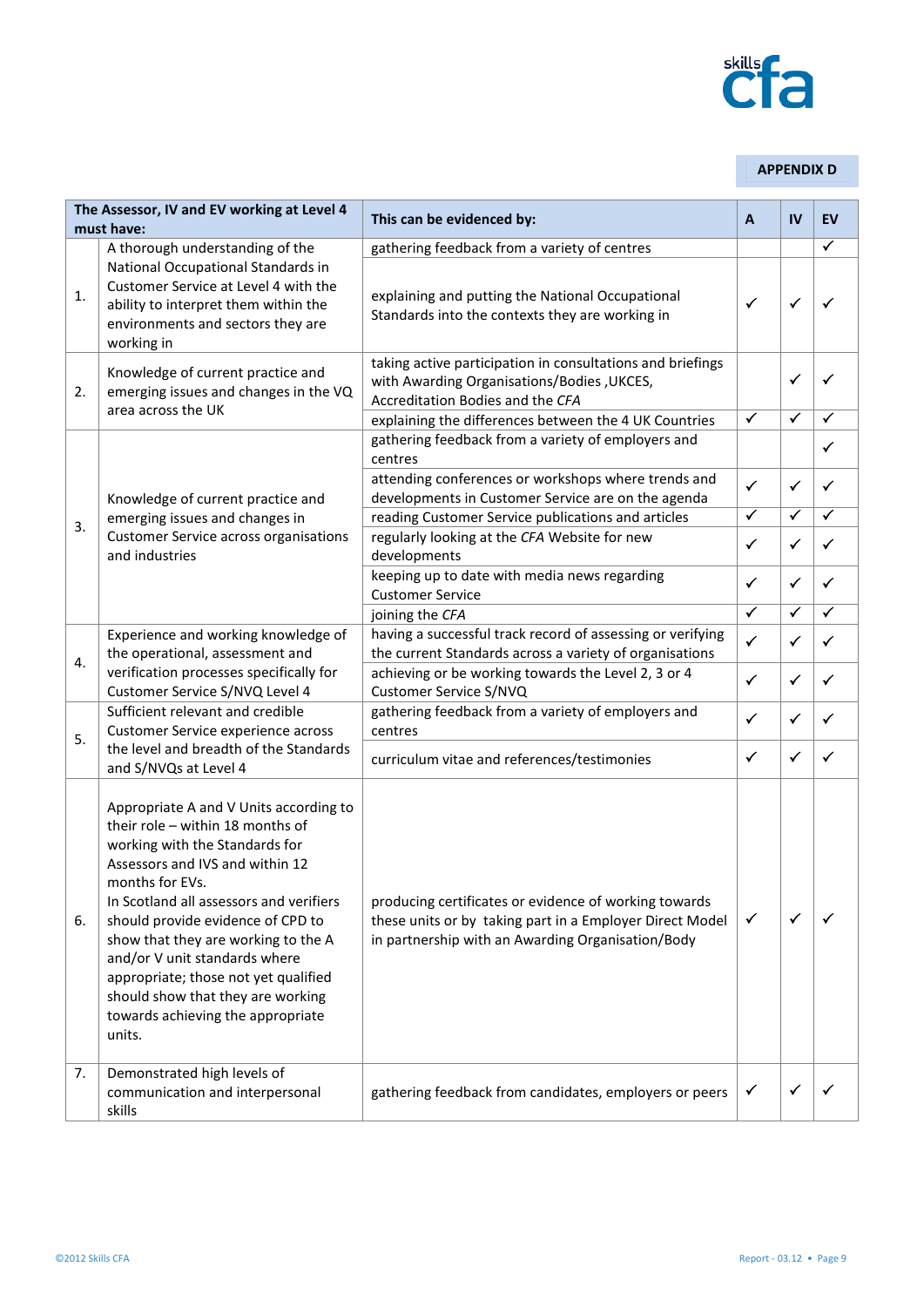**APPENDIX D**

| | The Assessor, IV and EV working at Level 4 must have: | This can be evidenced by: | A | IV | EV |
|---|---|---|---|---|---|
| 1. | A thorough understanding of the National Occupational Standards in Customer Service at Level 4 with the ability to interpret them within the environments and sectors they are working in | gathering feedback from a variety of centres | | | ✓ |
| | | explaining and putting the National Occupational Standards into the contexts they are working in | ✓ | ✓ | ✓ |
| 2. | Knowledge of current practice and emerging issues and changes in the VQ area across the UK | taking active participation in consultations and briefings with Awarding Organisations/Bodies ,UKCES, Accreditation Bodies and the *CFA* | | ✓ | ✓ |
| | | explaining the differences between the 4 UK Countries | ✓ | ✓ | ✓ |
| 3. | Knowledge of current practice and emerging issues and changes in Customer Service across organisations and industries | gathering feedback from a variety of employers and centres | | | ✓ |
| | | attending conferences or workshops where trends and developments in Customer Service are on the agenda | ✓ | ✓ | ✓ |
| | | reading Customer Service publications and articles | ✓ | ✓ | ✓ |
| | | regularly looking at the *CFA* Website for new developments | ✓ | ✓ | ✓ |
| | | keeping up to date with media news regarding Customer Service | ✓ | ✓ | ✓ |
| | | joining the *CFA* | ✓ | ✓ | ✓ |
| 4. | Experience and working knowledge of the operational, assessment and verification processes specifically for Customer Service S/NVQ Level 4 | having a successful track record of assessing or verifying the current Standards across a variety of organisations | ✓ | ✓ | ✓ |
| | | achieving or be working towards the Level 2, 3 or 4 Customer Service S/NVQ | ✓ | ✓ | ✓ |
| 5. | Sufficient relevant and credible Customer Service experience across the level and breadth of the Standards and S/NVQs at Level 4 | gathering feedback from a variety of employers and centres | ✓ | ✓ | ✓ |
| | | curriculum vitae and references/testimonies | ✓ | ✓ | ✓ |
| 6. | Appropriate A and V Units according to their role – within 18 months of working with the Standards for Assessors and IVS and within 12 months for EVs.<br>In Scotland all assessors and verifiers should provide evidence of CPD to show that they are working to the A and/or V unit standards where appropriate; those not yet qualified should show that they are working towards achieving the appropriate units. | producing certificates or evidence of working towards these units or by taking part in a Employer Direct Model in partnership with an Awarding Organisation/Body | ✓ | ✓ | ✓ |
| 7. | Demonstrated high levels of communication and interpersonal skills | gathering feedback from candidates, employers or peers | ✓ | ✓ | ✓ |

©2012 Skills CFA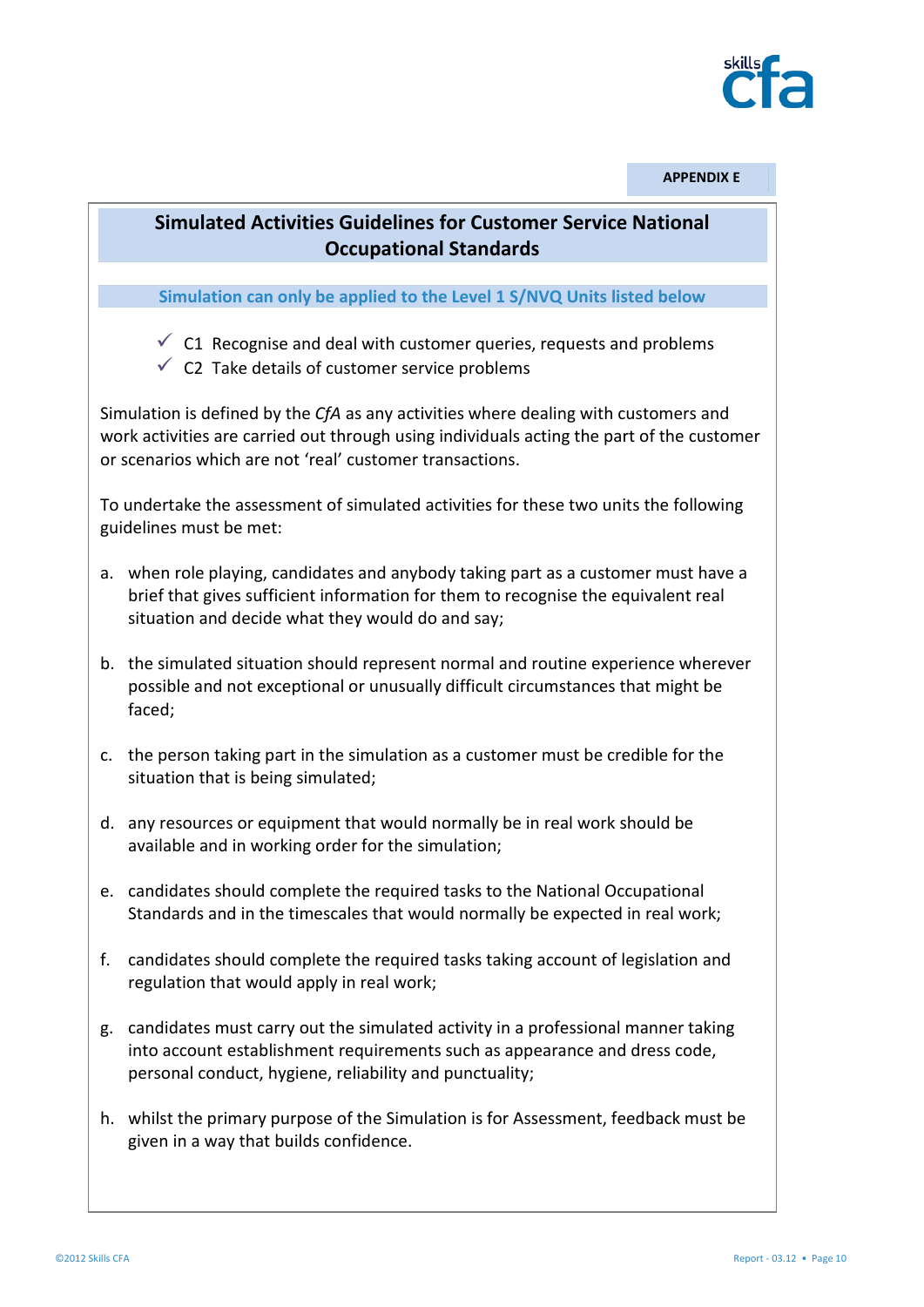APPENDIX E

## Simulated Activities Guidelines for Customer Service National Occupational Standards

### Simulation can only be applied to the Level 1 S/NVQ Units listed below

- ✓ C1 Recognise and deal with customer queries, requests and problems
- ✓ C2 Take details of customer service problems

Simulation is defined by the *CfA* as any activities where dealing with customers and work activities are carried out through using individuals acting the part of the customer or scenarios which are not 'real' customer transactions.

To undertake the assessment of simulated activities for these two units the following guidelines must be met:

a. when role playing, candidates and anybody taking part as a customer must have a brief that gives sufficient information for them to recognise the equivalent real situation and decide what they would do and say;

b. the simulated situation should represent normal and routine experience wherever possible and not exceptional or unusually difficult circumstances that might be faced;

c. the person taking part in the simulation as a customer must be credible for the situation that is being simulated;

d. any resources or equipment that would normally be in real work should be available and in working order for the simulation;

e. candidates should complete the required tasks to the National Occupational Standards and in the timescales that would normally be expected in real work;

f. candidates should complete the required tasks taking account of legislation and regulation that would apply in real work;

g. candidates must carry out the simulated activity in a professional manner taking into account establishment requirements such as appearance and dress code, personal conduct, hygiene, reliability and punctuality;

h. whilst the primary purpose of the Simulation is for Assessment, feedback must be given in a way that builds confidence.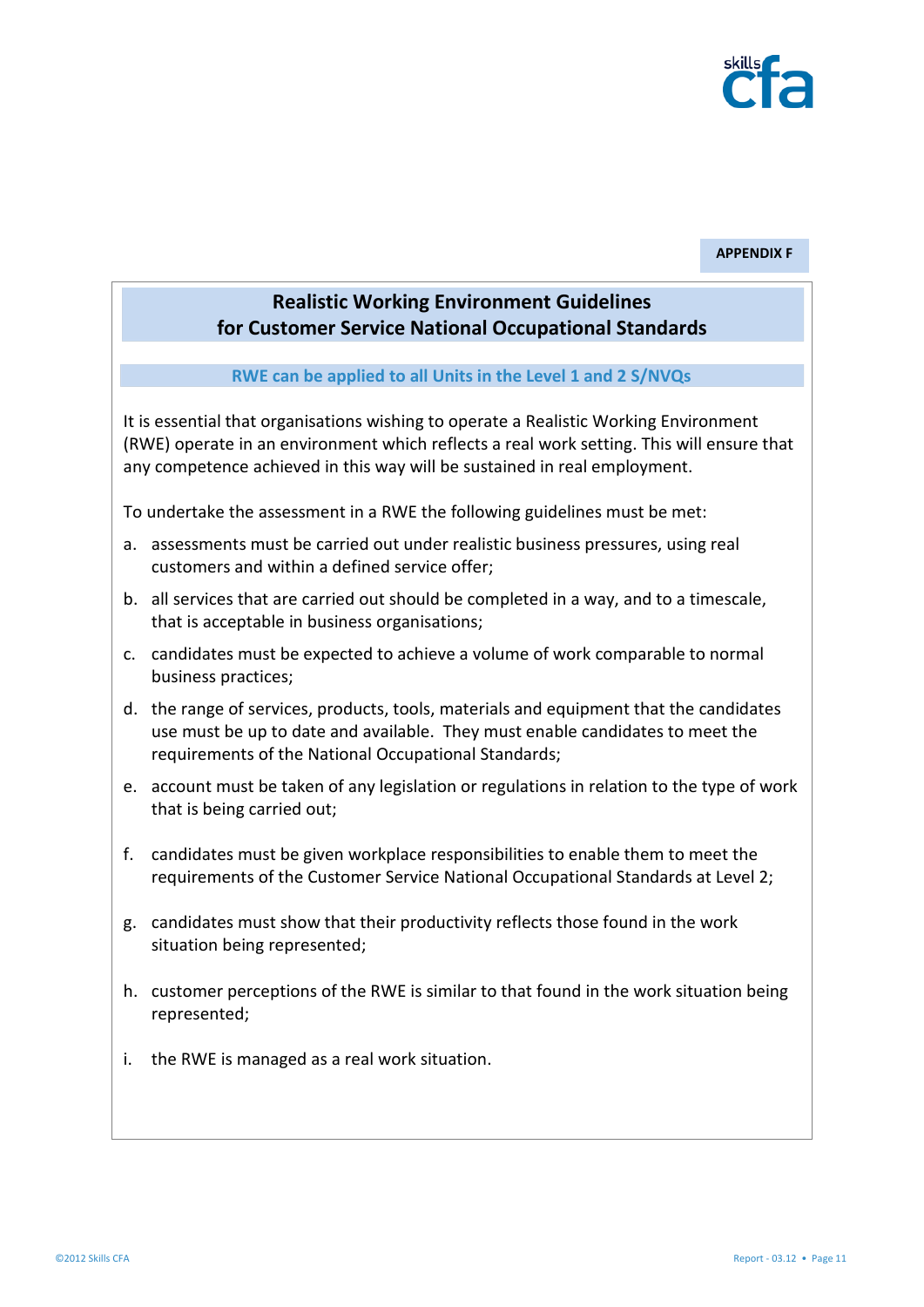APPENDIX F

## Realistic Working Environment Guidelines for Customer Service National Occupational Standards

### RWE can be applied to all Units in the Level 1 and 2 S/NVQs

It is essential that organisations wishing to operate a Realistic Working Environment (RWE) operate in an environment which reflects a real work setting. This will ensure that any competence achieved in this way will be sustained in real employment.

To undertake the assessment in a RWE the following guidelines must be met:

a. assessments must be carried out under realistic business pressures, using real customers and within a defined service offer;

b. all services that are carried out should be completed in a way, and to a timescale, that is acceptable in business organisations;

c. candidates must be expected to achieve a volume of work comparable to normal business practices;

d. the range of services, products, tools, materials and equipment that the candidates use must be up to date and available. They must enable candidates to meet the requirements of the National Occupational Standards;

e. account must be taken of any legislation or regulations in relation to the type of work that is being carried out;

f. candidates must be given workplace responsibilities to enable them to meet the requirements of the Customer Service National Occupational Standards at Level 2;

g. candidates must show that their productivity reflects those found in the work situation being represented;

h. customer perceptions of the RWE is similar to that found in the work situation being represented;

i. the RWE is managed as a real work situation.